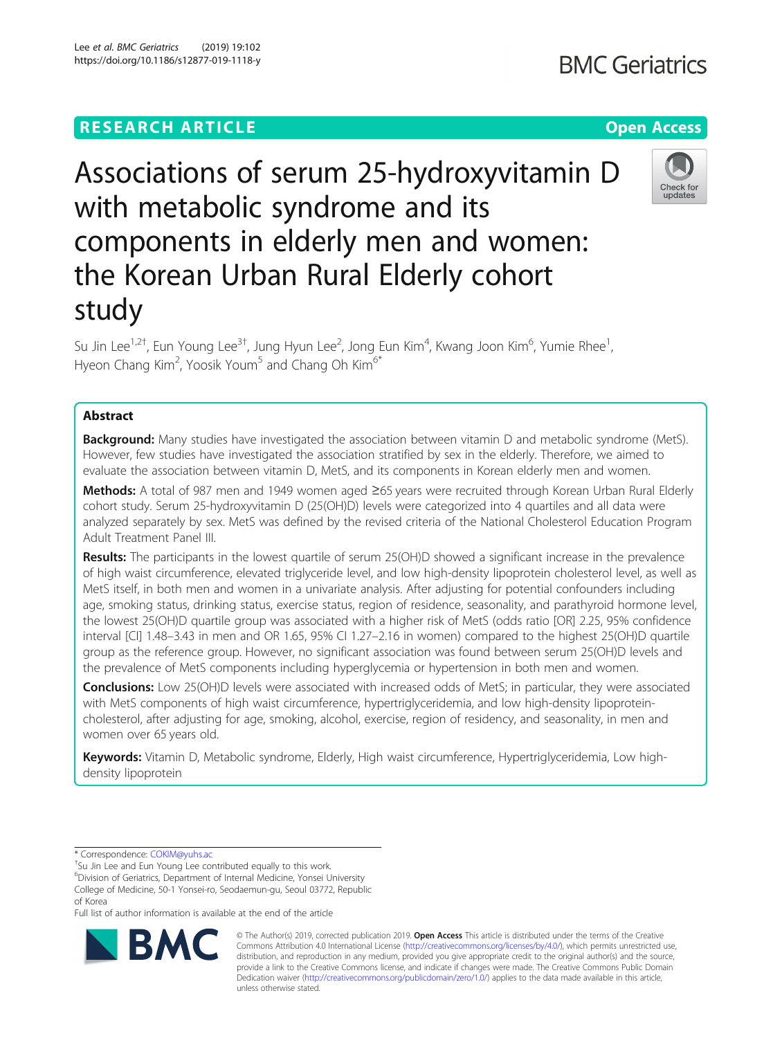RESEARCH ARTICLE

Open Access

# Associations of serum 25-hydroxyvitamin D with metabolic syndrome and its components in elderly men and women: the Korean Urban Rural Elderly cohort study

Su Jin Lee[1,2†], Eun Young Lee[3†], Jung Hyun Lee[2], Jong Eun Kim[4], Kwang Joon Kim[6], Yumie Rhee[1], Hyeon Chang Kim[2], Yoosik Youm[5] and Chang Oh Kim[6*]

## Abstract

**Background:** Many studies have investigated the association between vitamin D and metabolic syndrome (MetS). However, few studies have investigated the association stratified by sex in the elderly. Therefore, we aimed to evaluate the association between vitamin D, MetS, and its components in Korean elderly men and women.

**Methods:** A total of 987 men and 1949 women aged ≥65 years were recruited through Korean Urban Rural Elderly cohort study. Serum 25-hydroxyvitamin D (25(OH)D) levels were categorized into 4 quartiles and all data were analyzed separately by sex. MetS was defined by the revised criteria of the National Cholesterol Education Program Adult Treatment Panel III.

**Results:** The participants in the lowest quartile of serum 25(OH)D showed a significant increase in the prevalence of high waist circumference, elevated triglyceride level, and low high-density lipoprotein cholesterol level, as well as MetS itself, in both men and women in a univariate analysis. After adjusting for potential confounders including age, smoking status, drinking status, exercise status, region of residence, seasonality, and parathyroid hormone level, the lowest 25(OH)D quartile group was associated with a higher risk of MetS (odds ratio [OR] 2.25, 95% confidence interval [CI] 1.48–3.43 in men and OR 1.65, 95% CI 1.27–2.16 in women) compared to the highest 25(OH)D quartile group as the reference group. However, no significant association was found between serum 25(OH)D levels and the prevalence of MetS components including hyperglycemia or hypertension in both men and women.

**Conclusions:** Low 25(OH)D levels were associated with increased odds of MetS; in particular, they were associated with MetS components of high waist circumference, hypertriglyceridemia, and low high-density lipoprotein-cholesterol, after adjusting for age, smoking, alcohol, exercise, region of residency, and seasonality, in men and women over 65 years old.

**Keywords:** Vitamin D, Metabolic syndrome, Elderly, High waist circumference, Hypertriglyceridemia, Low high-density lipoprotein

\* Correspondence: COKIM@yuhs.ac

†Su Jin Lee and Eun Young Lee contributed equally to this work.

[6]Division of Geriatrics, Department of Internal Medicine, Yonsei University College of Medicine, 50-1 Yonsei-ro, Seodaemun-gu, Seoul 03772, Republic of Korea

Full list of author information is available at the end of the article

© The Author(s) 2019, corrected publication 2019. **Open Access** This article is distributed under the terms of the Creative Commons Attribution 4.0 International License (http://creativecommons.org/licenses/by/4.0/), which permits unrestricted use, distribution, and reproduction in any medium, provided you give appropriate credit to the original author(s) and the source, provide a link to the Creative Commons license, and indicate if changes were made. The Creative Commons Public Domain Dedication waiver (http://creativecommons.org/publicdomain/zero/1.0/) applies to the data made available in this article, unless otherwise stated.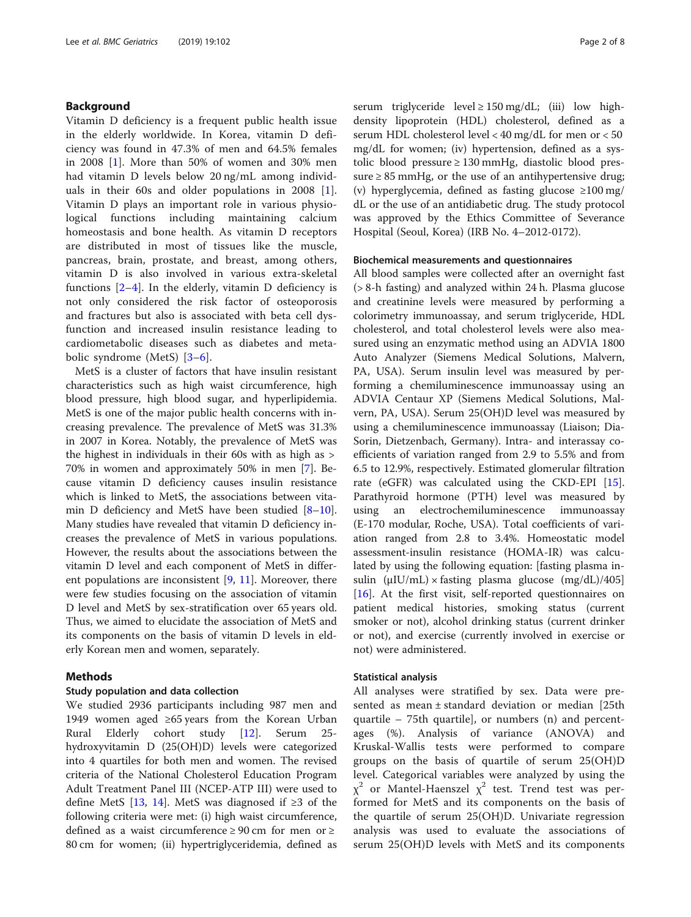## Background

Vitamin D deficiency is a frequent public health issue in the elderly worldwide. In Korea, vitamin D deficiency was found in 47.3% of men and 64.5% females in 2008 [1]. More than 50% of women and 30% men had vitamin D levels below 20 ng/mL among individuals in their 60s and older populations in 2008 [1]. Vitamin D plays an important role in various physiological functions including maintaining calcium homeostasis and bone health. As vitamin D receptors are distributed in most of tissues like the muscle, pancreas, brain, prostate, and breast, among others, vitamin D is also involved in various extra-skeletal functions [2–4]. In the elderly, vitamin D deficiency is not only considered the risk factor of osteoporosis and fractures but also is associated with beta cell dysfunction and increased insulin resistance leading to cardiometabolic diseases such as diabetes and metabolic syndrome (MetS) [3–6].

MetS is a cluster of factors that have insulin resistant characteristics such as high waist circumference, high blood pressure, high blood sugar, and hyperlipidemia. MetS is one of the major public health concerns with increasing prevalence. The prevalence of MetS was 31.3% in 2007 in Korea. Notably, the prevalence of MetS was the highest in individuals in their 60s with as high as > 70% in women and approximately 50% in men [7]. Because vitamin D deficiency causes insulin resistance which is linked to MetS, the associations between vitamin D deficiency and MetS have been studied [8–10]. Many studies have revealed that vitamin D deficiency increases the prevalence of MetS in various populations. However, the results about the associations between the vitamin D level and each component of MetS in different populations are inconsistent [9, 11]. Moreover, there were few studies focusing on the association of vitamin D level and MetS by sex-stratification over 65 years old. Thus, we aimed to elucidate the association of MetS and its components on the basis of vitamin D levels in elderly Korean men and women, separately.

## Methods

### Study population and data collection

We studied 2936 participants including 987 men and 1949 women aged ≥65 years from the Korean Urban Rural Elderly cohort study [12]. Serum 25-hydroxyvitamin D (25(OH)D) levels were categorized into 4 quartiles for both men and women. The revised criteria of the National Cholesterol Education Program Adult Treatment Panel III (NCEP-ATP III) were used to define MetS [13, 14]. MetS was diagnosed if ≥3 of the following criteria were met: (i) high waist circumference, defined as a waist circumference ≥ 90 cm for men or ≥ 80 cm for women; (ii) hypertriglyceridemia, defined as serum triglyceride level ≥ 150 mg/dL; (iii) low high-density lipoprotein (HDL) cholesterol, defined as a serum HDL cholesterol level < 40 mg/dL for men or < 50 mg/dL for women; (iv) hypertension, defined as a systolic blood pressure ≥ 130 mmHg, diastolic blood pressure ≥ 85 mmHg, or the use of an antihypertensive drug; (v) hyperglycemia, defined as fasting glucose ≥100 mg/dL or the use of an antidiabetic drug. The study protocol was approved by the Ethics Committee of Severance Hospital (Seoul, Korea) (IRB No. 4–2012-0172).

### Biochemical measurements and questionnaires

All blood samples were collected after an overnight fast (> 8-h fasting) and analyzed within 24 h. Plasma glucose and creatinine levels were measured by performing a colorimetry immunoassay, and serum triglyceride, HDL cholesterol, and total cholesterol levels were also measured using an enzymatic method using an ADVIA 1800 Auto Analyzer (Siemens Medical Solutions, Malvern, PA, USA). Serum insulin level was measured by performing a chemiluminescence immunoassay using an ADVIA Centaur XP (Siemens Medical Solutions, Malvern, PA, USA). Serum 25(OH)D level was measured by using a chemiluminescence immunoassay (Liaison; Dia-Sorin, Dietzenbach, Germany). Intra- and interassay coefficients of variation ranged from 2.9 to 5.5% and from 6.5 to 12.9%, respectively. Estimated glomerular filtration rate (eGFR) was calculated using the CKD-EPI [15]. Parathyroid hormone (PTH) level was measured by using an electrochemiluminescence immunoassay (E-170 modular, Roche, USA). Total coefficients of variation ranged from 2.8 to 3.4%. Homeostatic model assessment-insulin resistance (HOMA-IR) was calculated by using the following equation: [fasting plasma insulin (μIU/mL) × fasting plasma glucose (mg/dL)/405] [16]. At the first visit, self-reported questionnaires on patient medical histories, smoking status (current smoker or not), alcohol drinking status (current drinker or not), and exercise (currently involved in exercise or not) were administered.

### Statistical analysis

All analyses were stratified by sex. Data were presented as mean ± standard deviation or median [25th quartile – 75th quartile], or numbers (n) and percentages (%). Analysis of variance (ANOVA) and Kruskal-Wallis tests were performed to compare groups on the basis of quartile of serum 25(OH)D level. Categorical variables were analyzed by using the $\chi^2$ or Mantel-Haenszel $\chi^2$ test. Trend test was performed for MetS and its components on the basis of the quartile of serum 25(OH)D. Univariate regression analysis was used to evaluate the associations of serum 25(OH)D levels with MetS and its components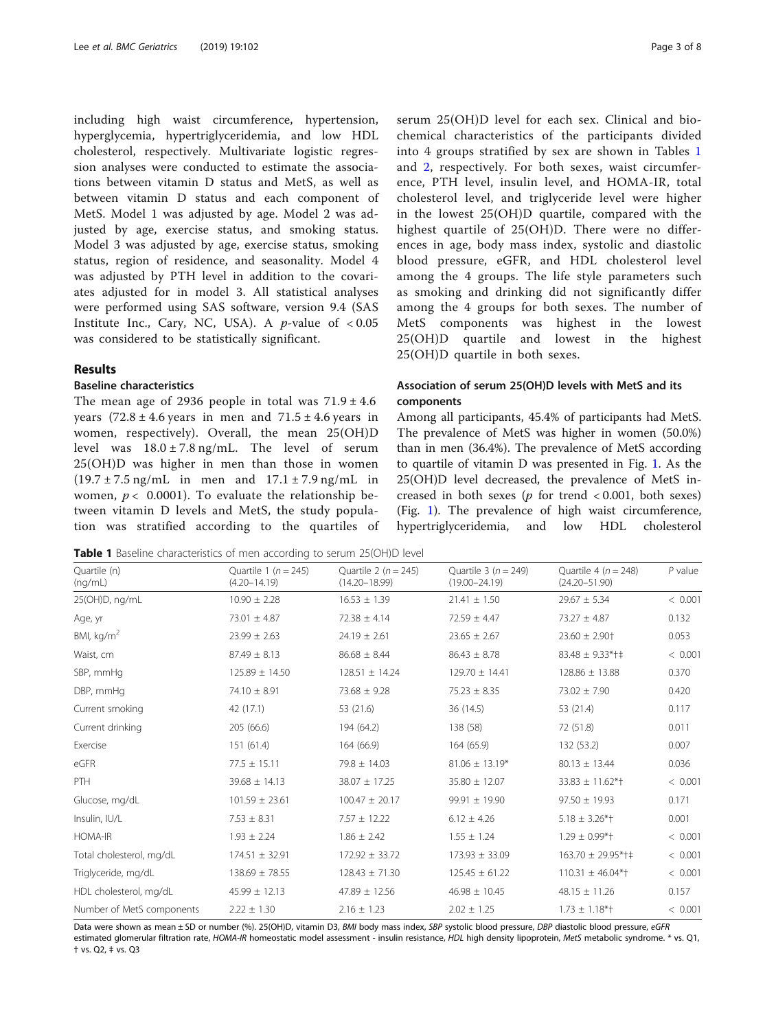including high waist circumference, hypertension, hyperglycemia, hypertriglyceridemia, and low HDL cholesterol, respectively. Multivariate logistic regression analyses were conducted to estimate the associations between vitamin D status and MetS, as well as between vitamin D status and each component of MetS. Model 1 was adjusted by age. Model 2 was adjusted by age, exercise status, and smoking status. Model 3 was adjusted by age, exercise status, smoking status, region of residence, and seasonality. Model 4 was adjusted by PTH level in addition to the covariates adjusted for in model 3. All statistical analyses were performed using SAS software, version 9.4 (SAS Institute Inc., Cary, NC, USA). A $p$-value of $< 0.05$ was considered to be statistically significant.

## Results

### Baseline characteristics

The mean age of 2936 people in total was $71.9 \pm 4.6$ years ($72.8 \pm 4.6$ years in men and $71.5 \pm 4.6$ years in women, respectively). Overall, the mean 25(OH)D level was $18.0 \pm 7.8$ ng/mL. The level of serum 25(OH)D was higher in men than those in women ($19.7 \pm 7.5$ ng/mL in men and $17.1 \pm 7.9$ ng/mL in women, $p < 0.0001$). To evaluate the relationship between vitamin D levels and MetS, the study population was stratified according to the quartiles of serum 25(OH)D level for each sex. Clinical and biochemical characteristics of the participants divided into 4 groups stratified by sex are shown in Tables 1 and 2, respectively. For both sexes, waist circumference, PTH level, insulin level, and HOMA-IR, total cholesterol level, and triglyceride level were higher in the lowest 25(OH)D quartile, compared with the highest quartile of 25(OH)D. There were no differences in age, body mass index, systolic and diastolic blood pressure, eGFR, and HDL cholesterol level among the 4 groups. The life style parameters such as smoking and drinking did not significantly differ among the 4 groups for both sexes. The number of MetS components was highest in the lowest 25(OH)D quartile and lowest in the highest 25(OH)D quartile in both sexes.

### Association of serum 25(OH)D levels with MetS and its components

Among all participants, 45.4% of participants had MetS. The prevalence of MetS was higher in women (50.0%) than in men (36.4%). The prevalence of MetS according to quartile of vitamin D was presented in Fig. 1. As the 25(OH)D level decreased, the prevalence of MetS increased in both sexes ($p$ for trend $< 0.001$, both sexes) (Fig. 1). The prevalence of high waist circumference, hypertriglyceridemia, and low HDL cholesterol

**Table 1** Baseline characteristics of men according to serum 25(OH)D level

| Quartile (n) (ng/mL) | Quartile 1 ($n = 245$) (4.20–14.19) | Quartile 2 ($n = 245$) (14.20–18.99) | Quartile 3 ($n = 249$) (19.00–24.19) | Quartile 4 ($n = 248$) (24.20–51.90) | $P$ value |
|---|---|---|---|---|---|
| 25(OH)D, ng/mL | 10.90 ± 2.28 | 16.53 ± 1.39 | 21.41 ± 1.50 | 29.67 ± 5.34 | < 0.001 |
| Age, yr | 73.01 ± 4.87 | 72.38 ± 4.14 | 72.59 ± 4.47 | 73.27 ± 4.87 | 0.132 |
| BMI, kg/m$^2$ | 23.99 ± 2.63 | 24.19 ± 2.61 | 23.65 ± 2.67 | 23.60 ± 2.90† | 0.053 |
| Waist, cm | 87.49 ± 8.13 | 86.68 ± 8.44 | 86.43 ± 8.78 | 83.48 ± 9.33*†‡ | < 0.001 |
| SBP, mmHg | 125.89 ± 14.50 | 128.51 ± 14.24 | 129.70 ± 14.41 | 128.86 ± 13.88 | 0.370 |
| DBP, mmHg | 74.10 ± 8.91 | 73.68 ± 9.28 | 75.23 ± 8.35 | 73.02 ± 7.90 | 0.420 |
| Current smoking | 42 (17.1) | 53 (21.6) | 36 (14.5) | 53 (21.4) | 0.117 |
| Current drinking | 205 (66.6) | 194 (64.2) | 138 (58) | 72 (51.8) | 0.011 |
| Exercise | 151 (61.4) | 164 (66.9) | 164 (65.9) | 132 (53.2) | 0.007 |
| eGFR | 77.5 ± 15.11 | 79.8 ± 14.03 | 81.06 ± 13.19* | 80.13 ± 13.44 | 0.036 |
| PTH | 39.68 ± 14.13 | 38.07 ± 17.25 | 35.80 ± 12.07 | 33.83 ± 11.62*† | < 0.001 |
| Glucose, mg/dL | 101.59 ± 23.61 | 100.47 ± 20.17 | 99.91 ± 19.90 | 97.50 ± 19.93 | 0.171 |
| Insulin, IU/L | 7.53 ± 8.31 | 7.57 ± 12.22 | 6.12 ± 4.26 | 5.18 ± 3.26*† | 0.001 |
| HOMA-IR | 1.93 ± 2.24 | 1.86 ± 2.42 | 1.55 ± 1.24 | 1.29 ± 0.99*† | < 0.001 |
| Total cholesterol, mg/dL | 174.51 ± 32.91 | 172.92 ± 33.72 | 173.93 ± 33.09 | 163.70 ± 29.95*†‡ | < 0.001 |
| Triglyceride, mg/dL | 138.69 ± 78.55 | 128.43 ± 71.30 | 125.45 ± 61.22 | 110.31 ± 46.04*† | < 0.001 |
| HDL cholesterol, mg/dL | 45.99 ± 12.13 | 47.89 ± 12.56 | 46.98 ± 10.45 | 48.15 ± 11.26 | 0.157 |
| Number of MetS components | 2.22 ± 1.30 | 2.16 ± 1.23 | 2.02 ± 1.25 | 1.73 ± 1.18*† | < 0.001 |

Data were shown as mean ± SD or number (%). 25(OH)D, vitamin D3, *BMI* body mass index, *SBP* systolic blood pressure, *DBP* diastolic blood pressure, *eGFR* estimated glomerular filtration rate, *HOMA-IR* homeostatic model assessment - insulin resistance, *HDL* high density lipoprotein, *MetS* metabolic syndrome. * vs. Q1, † vs. Q2, ‡ vs. Q3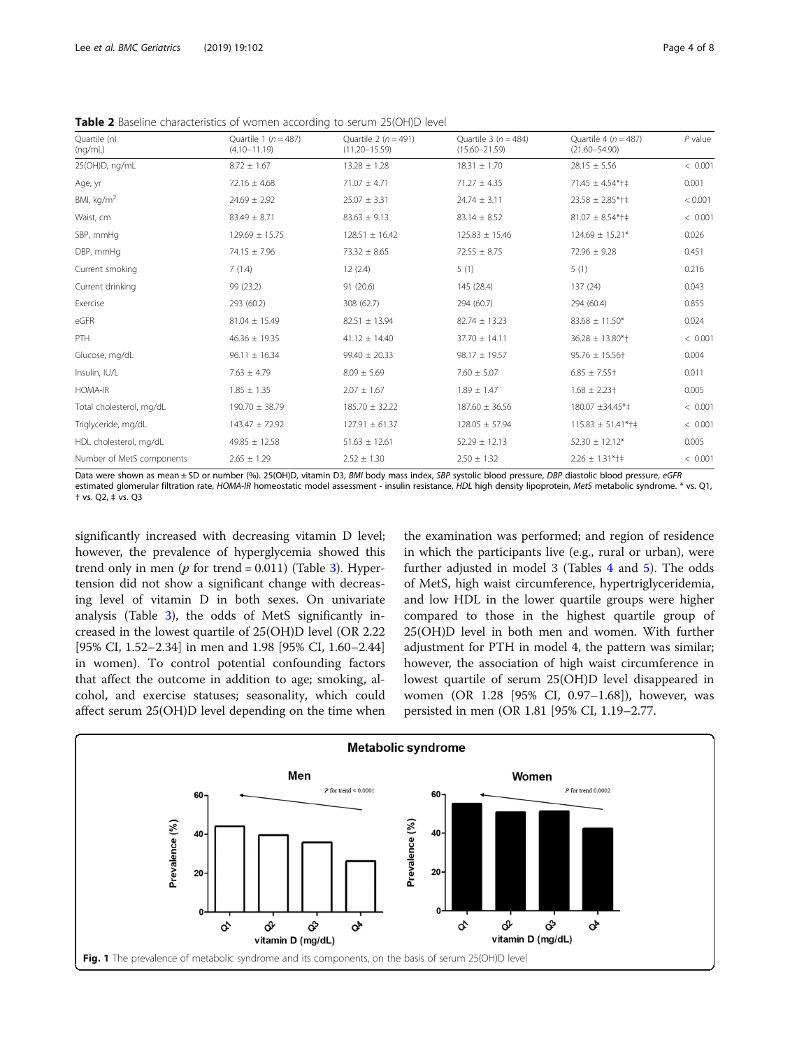**Table 2** Baseline characteristics of women according to serum 25(OH)D level

| Quartile (n) (ng/mL) | Quartile 1 (n = 487) (4.10–11.19) | Quartile 2 (n = 491) (11.20–15.59) | Quartile 3 (n = 484) (15.60–21.59) | Quartile 4 (n = 487) (21.60–54.90) | P value |
|---|---|---|---|---|---|
| 25(OH)D, ng/mL | 8.72 ± 1.67 | 13.28 ± 1.28 | 18.31 ± 1.70 | 28.15 ± 5.56 | < 0.001 |
| Age, yr | 72.16 ± 4.68 | 71.07 ± 4.71 | 71.27 ± 4.35 | 71.45 ± 4.54*†‡ | 0.001 |
| BMI, kg/m² | 24.69 ± 2.92 | 25.07 ± 3.31 | 24.74 ± 3.11 | 23.58 ± 2.85*†‡ | < 0.001 |
| Waist, cm | 83.49 ± 8.71 | 83.63 ± 9.13 | 83.14 ± 8.52 | 81.07 ± 8.54*†‡ | < 0.001 |
| SBP, mmHg | 129.69 ± 15.75 | 128.51 ± 16.42 | 125.83 ± 15.46 | 124.69 ± 15.21* | 0.026 |
| DBP, mmHg | 74.15 ± 7.96 | 73.32 ± 8.65 | 72.55 ± 8.75 | 72.96 ± 9.28 | 0.451 |
| Current smoking | 7 (1.4) | 12 (2.4) | 5 (1) | 5 (1) | 0.216 |
| Current drinking | 99 (23.2) | 91 (20.6) | 145 (28.4) | 137 (24) | 0.043 |
| Exercise | 293 (60.2) | 308 (62.7) | 294 (60.7) | 294 (60.4) | 0.855 |
| eGFR | 81.04 ± 15.49 | 82.51 ± 13.94 | 82.74 ± 13.23 | 83.68 ± 11.50* | 0.024 |
| PTH | 46.36 ± 19.35 | 41.12 ± 14.40 | 37.70 ± 14.11 | 36.28 ± 13.80*† | < 0.001 |
| Glucose, mg/dL | 96.11 ± 16.34 | 99.40 ± 20.33 | 98.17 ± 19.57 | 95.76 ± 15.56† | 0.004 |
| Insulin, IU/L | 7.63 ± 4.79 | 8.09 ± 5.69 | 7.60 ± 5.07 | 6.85 ± 7.55† | 0.011 |
| HOMA-IR | 1.85 ± 1.35 | 2.07 ± 1.67 | 1.89 ± 1.47 | 1.68 ± 2.23† | 0.005 |
| Total cholesterol, mg/dL | 190.70 ± 38.79 | 185.70 ± 32.22 | 187.60 ± 36.56 | 180.07 ±34.45*‡ | < 0.001 |
| Triglyceride, mg/dL | 143.47 ± 72.92 | 127.91 ± 61.37 | 128.05 ± 57.94 | 115.83 ± 51.41*†‡ | < 0.001 |
| HDL cholesterol, mg/dL | 49.85 ± 12.58 | 51.63 ± 12.61 | 52.29 ± 12.13 | 52.30 ± 12.12* | 0.005 |
| Number of MetS components | 2.65 ± 1.29 | 2.52 ± 1.30 | 2.50 ± 1.32 | 2.26 ± 1.31*†‡ | < 0.001 |

Data were shown as mean ± SD or number (%). 25(OH)D, vitamin D3, *BMI* body mass index, *SBP* systolic blood pressure, *DBP* diastolic blood pressure, *eGFR* estimated glomerular filtration rate, *HOMA-IR* homeostatic model assessment - insulin resistance, *HDL* high density lipoprotein, *MetS* metabolic syndrome. * vs. Q1, † vs. Q2, ‡ vs. Q3

significantly increased with decreasing vitamin D level; however, the prevalence of hyperglycemia showed this trend only in men ($p$ for trend = 0.011) (Table 3). Hypertension did not show a significant change with decreasing level of vitamin D in both sexes. On univariate analysis (Table 3), the odds of MetS significantly increased in the lowest quartile of 25(OH)D level (OR 2.22 [95% CI, 1.52–2.34] in men and 1.98 [95% CI, 1.60–2.44] in women). To control potential confounding factors that affect the outcome in addition to age; smoking, alcohol, and exercise statuses; seasonality, which could affect serum 25(OH)D level depending on the time when the examination was performed; and region of residence in which the participants live (e.g., rural or urban), were further adjusted in model 3 (Tables 4 and 5). The odds of MetS, high waist circumference, hypertriglyceridemia, and low HDL in the lower quartile groups were higher compared to those in the highest quartile group of 25(OH)D level in both men and women. With further adjustment for PTH in model 4, the pattern was similar; however, the association of high waist circumference in lowest quartile of serum 25(OH)D level disappeared in women (OR 1.28 [95% CI, 0.97–1.68]), however, was persisted in men (OR 1.81 [95% CI, 1.19–2.77.

**Fig. 1** The prevalence of metabolic syndrome and its components, on the basis of serum 25(OH)D level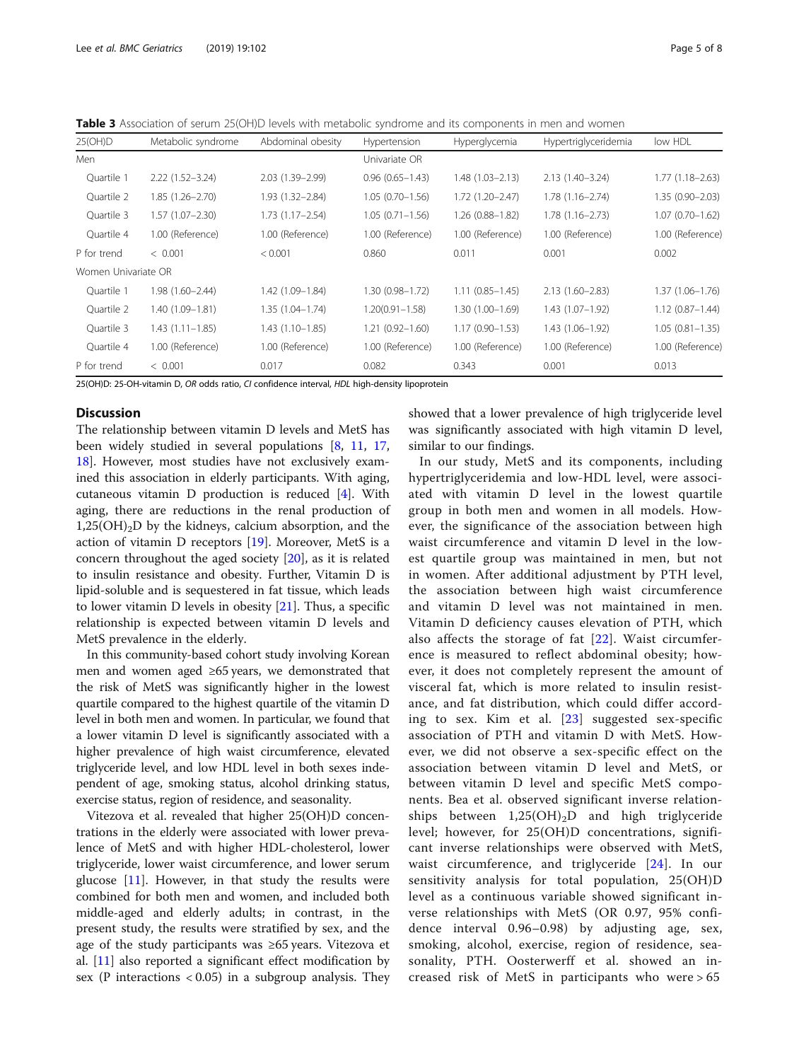**Table 3** Association of serum 25(OH)D levels with metabolic syndrome and its components in men and women

| 25(OH)D | Metabolic syndrome | Abdominal obesity | Hypertension | Hyperglycemia | Hypertriglyceridemia | low HDL |
|---|---|---|---|---|---|---|
| Men | | | Univariate OR | | | |
| Quartile 1 | 2.22 (1.52–3.24) | 2.03 (1.39–2.99) | 0.96 (0.65–1.43) | 1.48 (1.03–2.13) | 2.13 (1.40–3.24) | 1.77 (1.18–2.63) |
| Quartile 2 | 1.85 (1.26–2.70) | 1.93 (1.32–2.84) | 1.05 (0.70–1.56) | 1.72 (1.20–2.47) | 1.78 (1.16–2.74) | 1.35 (0.90–2.03) |
| Quartile 3 | 1.57 (1.07–2.30) | 1.73 (1.17–2.54) | 1.05 (0.71–1.56) | 1.26 (0.88–1.82) | 1.78 (1.16–2.73) | 1.07 (0.70–1.62) |
| Quartile 4 | 1.00 (Reference) | 1.00 (Reference) | 1.00 (Reference) | 1.00 (Reference) | 1.00 (Reference) | 1.00 (Reference) |
| P for trend | < 0.001 | < 0.001 | 0.860 | 0.011 | 0.001 | 0.002 |
| Women Univariate OR | | | | | | |
| Quartile 1 | 1.98 (1.60–2.44) | 1.42 (1.09–1.84) | 1.30 (0.98–1.72) | 1.11 (0.85–1.45) | 2.13 (1.60–2.83) | 1.37 (1.06–1.76) |
| Quartile 2 | 1.40 (1.09–1.81) | 1.35 (1.04–1.74) | 1.20(0.91–1.58) | 1.30 (1.00–1.69) | 1.43 (1.07–1.92) | 1.12 (0.87–1.44) |
| Quartile 3 | 1.43 (1.11–1.85) | 1.43 (1.10–1.85) | 1.21 (0.92–1.60) | 1.17 (0.90–1.53) | 1.43 (1.06–1.92) | 1.05 (0.81–1.35) |
| Quartile 4 | 1.00 (Reference) | 1.00 (Reference) | 1.00 (Reference) | 1.00 (Reference) | 1.00 (Reference) | 1.00 (Reference) |
| P for trend | < 0.001 | 0.017 | 0.082 | 0.343 | 0.001 | 0.013 |

25(OH)D: 25-OH-vitamin D, *OR* odds ratio, *CI* confidence interval, *HDL* high-density lipoprotein

## Discussion

The relationship between vitamin D levels and MetS has been widely studied in several populations [8, 11, 17, 18]. However, most studies have not exclusively examined this association in elderly participants. With aging, cutaneous vitamin D production is reduced [4]. With aging, there are reductions in the renal production of $1,25(OH)_2D$ by the kidneys, calcium absorption, and the action of vitamin D receptors [19]. Moreover, MetS is a concern throughout the aged society [20], as it is related to insulin resistance and obesity. Further, Vitamin D is lipid-soluble and is sequestered in fat tissue, which leads to lower vitamin D levels in obesity [21]. Thus, a specific relationship is expected between vitamin D levels and MetS prevalence in the elderly.

In this community-based cohort study involving Korean men and women aged ≥65 years, we demonstrated that the risk of MetS was significantly higher in the lowest quartile compared to the highest quartile of the vitamin D level in both men and women. In particular, we found that a lower vitamin D level is significantly associated with a higher prevalence of high waist circumference, elevated triglyceride level, and low HDL level in both sexes independent of age, smoking status, alcohol drinking status, exercise status, region of residence, and seasonality.

Vitezova et al. revealed that higher 25(OH)D concentrations in the elderly were associated with lower prevalence of MetS and with higher HDL-cholesterol, lower triglyceride, lower waist circumference, and lower serum glucose [11]. However, in that study the results were combined for both men and women, and included both middle-aged and elderly adults; in contrast, in the present study, the results were stratified by sex, and the age of the study participants was ≥65 years. Vitezova et al. [11] also reported a significant effect modification by sex (P interactions < 0.05) in a subgroup analysis. They showed that a lower prevalence of high triglyceride level was significantly associated with high vitamin D level, similar to our findings.

In our study, MetS and its components, including hypertriglyceridemia and low-HDL level, were associated with vitamin D level in the lowest quartile group in both men and women in all models. However, the significance of the association between high waist circumference and vitamin D level in the lowest quartile group was maintained in men, but not in women. After additional adjustment by PTH level, the association between high waist circumference and vitamin D level was not maintained in men. Vitamin D deficiency causes elevation of PTH, which also affects the storage of fat [22]. Waist circumference is measured to reflect abdominal obesity; however, it does not completely represent the amount of visceral fat, which is more related to insulin resistance, and fat distribution, which could differ according to sex. Kim et al. [23] suggested sex-specific association of PTH and vitamin D with MetS. However, we did not observe a sex-specific effect on the association between vitamin D level and MetS, or between vitamin D level and specific MetS components. Bea et al. observed significant inverse relationships between $1,25(OH)_2D$ and high triglyceride level; however, for 25(OH)D concentrations, significant inverse relationships were observed with MetS, waist circumference, and triglyceride [24]. In our sensitivity analysis for total population, 25(OH)D level as a continuous variable showed significant inverse relationships with MetS (OR 0.97, 95% confidence interval 0.96–0.98) by adjusting age, sex, smoking, alcohol, exercise, region of residence, seasonality, PTH. Oosterwerff et al. showed an increased risk of MetS in participants who were > 65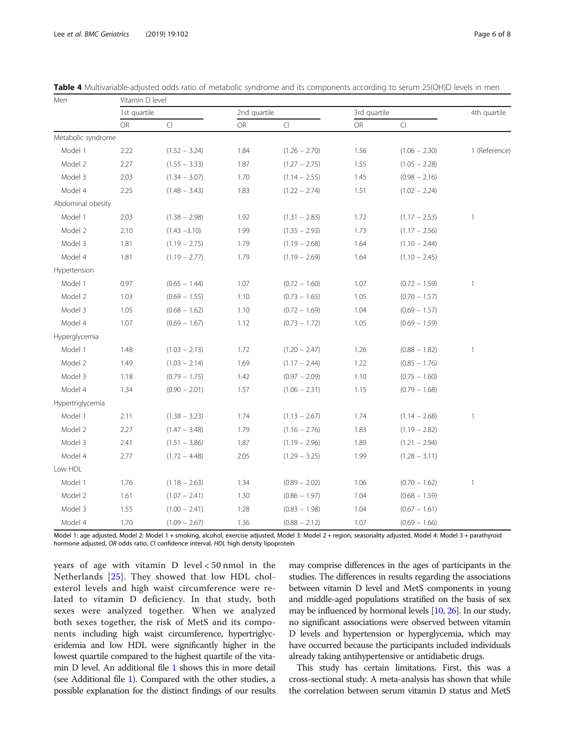**Table 4** Multivariable-adjusted odds ratio of metabolic syndrome and its components according to serum 25(OH)D levels in men

| Men | Vitamin D level | | | | | | |
|---|---|---|---|---|---|---|---|
| | 1st quartile | | 2nd quartile | | 3rd quartile | | 4th quartile |
| | OR | CI | OR | CI | OR | CI | |
| Metabolic syndrome | | | | | | | |
| Model 1 | 2.22 | (1.52 – 3.24) | 1.84 | (1.26 – 2.70) | 1.56 | (1.06 – 2.30) | 1 (Reference) |
| Model 2 | 2.27 | (1.55 – 3.33) | 1.87 | (1.27 – 2.75) | 1.55 | (1.05 – 2.28) | |
| Model 3 | 2.03 | (1.34 – 3.07) | 1.70 | (1.14 – 2.55) | 1.45 | (0.98 – 2.16) | |
| Model 4 | 2.25 | (1.48 – 3.43) | 1.83 | (1.22 – 2.74) | 1.51 | (1.02 – 2.24) | |
| Abdominal obesity | | | | | | | |
| Model 1 | 2.03 | (1.38 – 2.98) | 1.92 | (1.31 – 2.83) | 1.72 | (1.17 – 2.53) | 1 |
| Model 2 | 2.10 | (1.43 –3.10) | 1.99 | (1.35 – 2.93) | 1.73 | (1.17 – 2.56) | |
| Model 3 | 1.81 | (1.19 – 2.75) | 1.79 | (1.19 – 2.68) | 1.64 | (1.10 – 2.44) | |
| Model 4 | 1.81 | (1.19 – 2.77) | 1.79 | (1.19 – 2.69) | 1.64 | (1.10 – 2.45) | |
| Hypertension | | | | | | | |
| Model 1 | 0.97 | (0.65 – 1.44) | 1.07 | (0.72 – 1.60) | 1.07 | (0.72 – 1.59) | 1 |
| Model 2 | 1.03 | (0.69 – 1.55) | 1.10 | (0.73 – 1.65) | 1.05 | (0.70 – 1.57) | |
| Model 3 | 1.05 | (0.68 – 1.62) | 1.10 | (0.72 – 1.69) | 1.04 | (0.69 – 1.57) | |
| Model 4 | 1.07 | (0.69 – 1.67) | 1.12 | (0.73 – 1.72) | 1.05 | (0.69 – 1.59) | |
| Hyperglycemia | | | | | | | |
| Model 1 | 1.48 | (1.03 – 2.13) | 1.72 | (1.20 – 2.47) | 1.26 | (0.88 – 1.82) | 1 |
| Model 2 | 1.49 | (1.03 – 2.14) | 1.69 | (1.17 – 2.44) | 1.22 | (0.85 – 1.76) | |
| Model 3 | 1.18 | (0.79 – 1.75) | 1.42 | (0.97 – 2.09) | 1.10 | (0.75 – 1.60) | |
| Model 4 | 1.34 | (0.90 – 2.01) | 1.57 | (1.06 – 2.31) | 1.15 | (0.79 – 1.68) | |
| Hypertriglycemia | | | | | | | |
| Model 1 | 2.11 | (1.38 – 3.23) | 1.74 | (1.13 – 2.67) | 1.74 | (1.14 – 2.68) | 1 |
| Model 2 | 2.27 | (1.47 – 3.48) | 1.79 | (1.16 – 2.76) | 1.83 | (1.19 – 2.82) | |
| Model 3 | 2.41 | (1.51 – 3.86) | 1.87 | (1.19 – 2.96) | 1.89 | (1.21 – 2.94) | |
| Model 4 | 2.77 | (1.72 – 4.48) | 2.05 | (1.29 – 3.25) | 1.99 | (1.28 – 3.11) | |
| Low HDL | | | | | | | |
| Model 1 | 1.76 | (1.18 – 2.63) | 1.34 | (0.89 – 2.02) | 1.06 | (0.70 – 1.62) | 1 |
| Model 2 | 1.61 | (1.07 – 2.41) | 1.30 | (0.86 – 1.97) | 1.04 | (0.68 – 1.59) | |
| Model 3 | 1.55 | (1.00 – 2.41) | 1.28 | (0.83 – 1.98) | 1.04 | (0.67 – 1.61) | |
| Model 4 | 1.70 | (1.09 – 2.67) | 1.36 | (0.88 – 2.12) | 1.07 | (0.69 – 1.66) | |

Model 1: age adjusted, Model 2: Model 1 + smoking, alcohol, exercise adjusted, Model 3: Model 2 + region, seasonality adjusted, Model 4: Model 3 + parathyroid hormone adjusted, *OR* odds ratio, *CI* confidence interval, *HDL* high density lipoprotein

years of age with vitamin D level < 50 nmol in the Netherlands [25]. They showed that low HDL cholesterol levels and high waist circumference were related to vitamin D deficiency. In that study, both sexes were analyzed together. When we analyzed both sexes together, the risk of MetS and its components including high waist circumference, hypertriglyceridemia and low HDL were significantly higher in the lowest quartile compared to the highest quartile of the vitamin D level. An additional file 1 shows this in more detail (see Additional file 1). Compared with the other studies, a possible explanation for the distinct findings of our results may comprise differences in the ages of participants in the studies. The differences in results regarding the associations between vitamin D level and MetS components in young and middle-aged populations stratified on the basis of sex may be influenced by hormonal levels [10, 26]. In our study, no significant associations were observed between vitamin D levels and hypertension or hyperglycemia, which may have occurred because the participants included individuals already taking antihypertensive or antidiabetic drugs.

This study has certain limitations. First, this was a cross-sectional study. A meta-analysis has shown that while the correlation between serum vitamin D status and MetS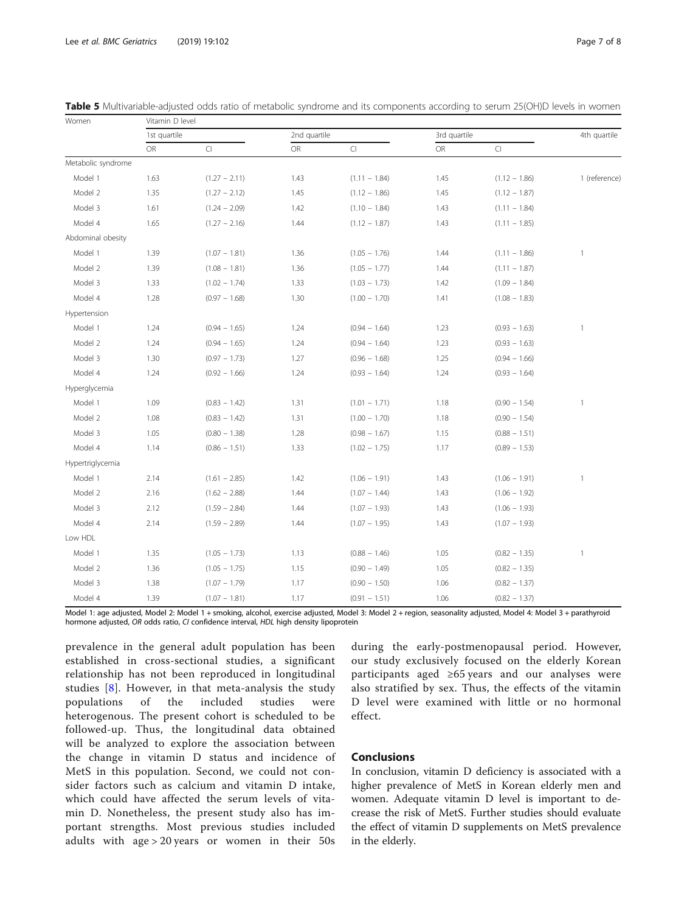**Table 5** Multivariable-adjusted odds ratio of metabolic syndrome and its components according to serum 25(OH)D levels in women

| Women | Vitamin D level | | | | | | |
|---|---|---|---|---|---|---|---|
| | 1st quartile | | 2nd quartile | | 3rd quartile | | 4th quartile |
| | OR | CI | OR | CI | OR | CI | |
| Metabolic syndrome | | | | | | | |
| Model 1 | 1.63 | (1.27 − 2.11) | 1.43 | (1.11 − 1.84) | 1.45 | (1.12 − 1.86) | 1 (reference) |
| Model 2 | 1.35 | (1.27 − 2.12) | 1.45 | (1.12 − 1.86) | 1.45 | (1.12 − 1.87) | |
| Model 3 | 1.61 | (1.24 − 2.09) | 1.42 | (1.10 − 1.84) | 1.43 | (1.11 − 1.84) | |
| Model 4 | 1.65 | (1.27 − 2.16) | 1.44 | (1.12 − 1.87) | 1.43 | (1.11 − 1.85) | |
| Abdominal obesity | | | | | | | |
| Model 1 | 1.39 | (1.07 − 1.81) | 1.36 | (1.05 − 1.76) | 1.44 | (1.11 − 1.86) | 1 |
| Model 2 | 1.39 | (1.08 − 1.81) | 1.36 | (1.05 − 1.77) | 1.44 | (1.11 − 1.87) | |
| Model 3 | 1.33 | (1.02 − 1.74) | 1.33 | (1.03 − 1.73) | 1.42 | (1.09 − 1.84) | |
| Model 4 | 1.28 | (0.97 − 1.68) | 1.30 | (1.00 − 1.70) | 1.41 | (1.08 − 1.83) | |
| Hypertension | | | | | | | |
| Model 1 | 1.24 | (0.94 − 1.65) | 1.24 | (0.94 − 1.64) | 1.23 | (0.93 − 1.63) | 1 |
| Model 2 | 1.24 | (0.94 − 1.65) | 1.24 | (0.94 − 1.64) | 1.23 | (0.93 − 1.63) | |
| Model 3 | 1.30 | (0.97 − 1.73) | 1.27 | (0.96 − 1.68) | 1.25 | (0.94 − 1.66) | |
| Model 4 | 1.24 | (0.92 − 1.66) | 1.24 | (0.93 − 1.64) | 1.24 | (0.93 − 1.64) | |
| Hyperglycemia | | | | | | | |
| Model 1 | 1.09 | (0.83 − 1.42) | 1.31 | (1.01 − 1.71) | 1.18 | (0.90 − 1.54) | 1 |
| Model 2 | 1.08 | (0.83 − 1.42) | 1.31 | (1.00 − 1.70) | 1.18 | (0.90 − 1.54) | |
| Model 3 | 1.05 | (0.80 − 1.38) | 1.28 | (0.98 − 1.67) | 1.15 | (0.88 − 1.51) | |
| Model 4 | 1.14 | (0.86 − 1.51) | 1.33 | (1.02 − 1.75) | 1.17 | (0.89 − 1.53) | |
| Hypertriglycemia | | | | | | | |
| Model 1 | 2.14 | (1.61 − 2.85) | 1.42 | (1.06 − 1.91) | 1.43 | (1.06 − 1.91) | 1 |
| Model 2 | 2.16 | (1.62 − 2.88) | 1.44 | (1.07 − 1.44) | 1.43 | (1.06 − 1.92) | |
| Model 3 | 2.12 | (1.59 − 2.84) | 1.44 | (1.07 − 1.93) | 1.43 | (1.06 − 1.93) | |
| Model 4 | 2.14 | (1.59 − 2.89) | 1.44 | (1.07 − 1.95) | 1.43 | (1.07 − 1.93) | |
| Low HDL | | | | | | | |
| Model 1 | 1.35 | (1.05 − 1.73) | 1.13 | (0.88 − 1.46) | 1.05 | (0.82 − 1.35) | 1 |
| Model 2 | 1.36 | (1.05 − 1.75) | 1.15 | (0.90 − 1.49) | 1.05 | (0.82 − 1.35) | |
| Model 3 | 1.38 | (1.07 − 1.79) | 1.17 | (0.90 − 1.50) | 1.06 | (0.82 − 1.37) | |
| Model 4 | 1.39 | (1.07 − 1.81) | 1.17 | (0.91 − 1.51) | 1.06 | (0.82 − 1.37) | |

Model 1: age adjusted, Model 2: Model 1 + smoking, alcohol, exercise adjusted, Model 3: Model 2 + region, seasonality adjusted, Model 4: Model 3 + parathyroid hormone adjusted, *OR* odds ratio, *CI* confidence interval, *HDL* high density lipoprotein

prevalence in the general adult population has been established in cross-sectional studies, a significant relationship has not been reproduced in longitudinal studies [8]. However, in that meta-analysis the study populations of the included studies were heterogenous. The present cohort is scheduled to be followed-up. Thus, the longitudinal data obtained will be analyzed to explore the association between the change in vitamin D status and incidence of MetS in this population. Second, we could not consider factors such as calcium and vitamin D intake, which could have affected the serum levels of vitamin D. Nonetheless, the present study also has important strengths. Most previous studies included adults with age > 20 years or women in their 50s during the early-postmenopausal period. However, our study exclusively focused on the elderly Korean participants aged ≥65 years and our analyses were also stratified by sex. Thus, the effects of the vitamin D level were examined with little or no hormonal effect.

## Conclusions

In conclusion, vitamin D deficiency is associated with a higher prevalence of MetS in Korean elderly men and women. Adequate vitamin D level is important to decrease the risk of MetS. Further studies should evaluate the effect of vitamin D supplements on MetS prevalence in the elderly.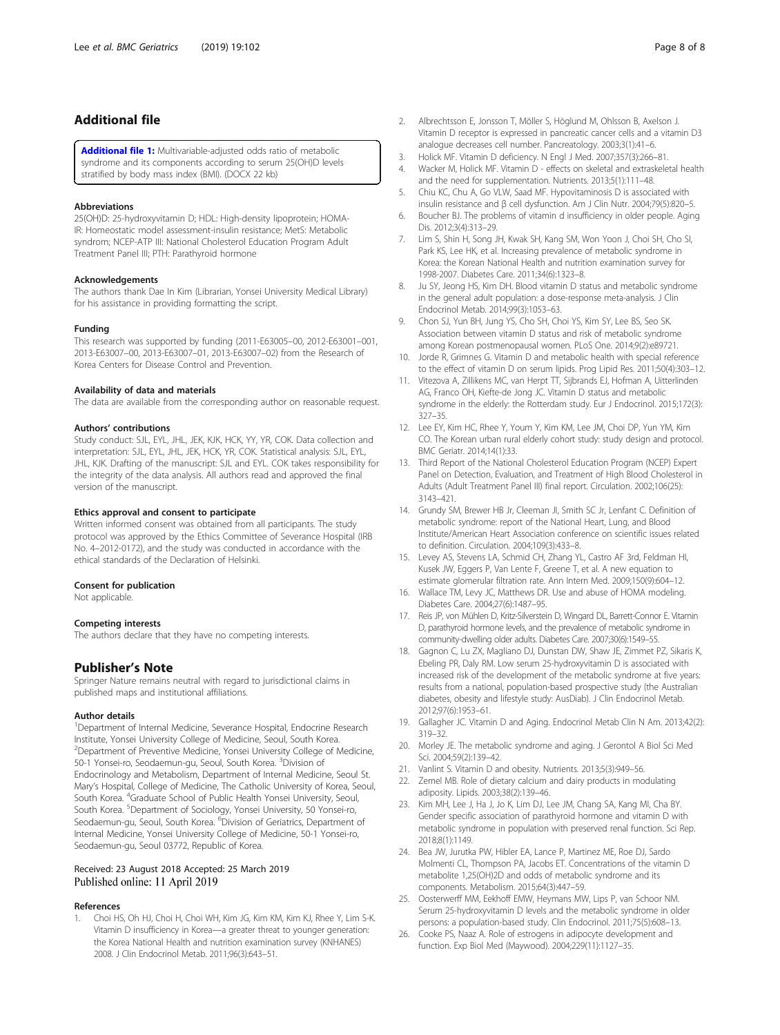## Additional file

**Additional file 1:** Multivariable-adjusted odds ratio of metabolic syndrome and its components according to serum 25(OH)D levels stratified by body mass index (BMI). (DOCX 22 kb)

### Abbreviations

25(OH)D: 25-hydroxyvitamin D; HDL: High-density lipoprotein; HOMA-IR: Homeostatic model assessment-insulin resistance; MetS: Metabolic syndrom; NCEP-ATP III: National Cholesterol Education Program Adult Treatment Panel III; PTH: Parathyroid hormone

### Acknowledgements

The authors thank Dae In Kim (Librarian, Yonsei University Medical Library) for his assistance in providing formatting the script.

### Funding

This research was supported by funding (2011-E63005–00, 2012-E63001–001, 2013-E63007–00, 2013-E63007–01, 2013-E63007–02) from the Research of Korea Centers for Disease Control and Prevention.

### Availability of data and materials

The data are available from the corresponding author on reasonable request.

### Authors' contributions

Study conduct: SJL, EYL, JHL, JEK, KJK, HCK, YY, YR, COK. Data collection and interpretation: SJL, EYL, JHL, JEK, HCK, YR, COK. Statistical analysis: SJL, EYL, JHL, KJK. Drafting of the manuscript: SJL and EYL. COK takes responsibility for the integrity of the data analysis. All authors read and approved the final version of the manuscript.

### Ethics approval and consent to participate

Written informed consent was obtained from all participants. The study protocol was approved by the Ethics Committee of Severance Hospital (IRB No. 4–2012-0172), and the study was conducted in accordance with the ethical standards of the Declaration of Helsinki.

### Consent for publication

Not applicable.

### Competing interests

The authors declare that they have no competing interests.

## Publisher's Note

Springer Nature remains neutral with regard to jurisdictional claims in published maps and institutional affiliations.

### Author details

[1]Department of Internal Medicine, Severance Hospital, Endocrine Research Institute, Yonsei University College of Medicine, Seoul, South Korea. [2]Department of Preventive Medicine, Yonsei University College of Medicine, 50-1 Yonsei-ro, Seodaemun-gu, Seoul, South Korea. [3]Division of Endocrinology and Metabolism, Department of Internal Medicine, Seoul St. Mary's Hospital, College of Medicine, The Catholic University of Korea, Seoul, South Korea. [4]Graduate School of Public Health Yonsei University, Seoul, South Korea. [5]Department of Sociology, Yonsei University, 50 Yonsei-ro, Seodaemun-gu, Seoul, South Korea. [6]Division of Geriatrics, Department of Internal Medicine, Yonsei University College of Medicine, 50-1 Yonsei-ro, Seodaemun-gu, Seoul 03772, Republic of Korea.

Received: 23 August 2018 Accepted: 25 March 2019
Published online: 11 April 2019

### References

1. Choi HS, Oh HJ, Choi H, Choi WH, Kim JG, Kim KM, Kim KJ, Rhee Y, Lim S-K. Vitamin D insufficiency in Korea—a greater threat to younger generation: the Korea National Health and nutrition examination survey (KNHANES) 2008. J Clin Endocrinol Metab. 2011;96(3):643–51.
2. Albrechtsson E, Jonsson T, Möller S, Höglund M, Ohlsson B, Axelson J. Vitamin D receptor is expressed in pancreatic cancer cells and a vitamin D3 analogue decreases cell number. Pancreatology. 2003;3(1):41–6.
3. Holick MF. Vitamin D deficiency. N Engl J Med. 2007;357(3):266–81.
4. Wacker M, Holick MF. Vitamin D - effects on skeletal and extraskeletal health and the need for supplementation. Nutrients. 2013;5(1):111–48.
5. Chiu KC, Chu A, Go VLW, Saad MF. Hypovitaminosis D is associated with insulin resistance and β cell dysfunction. Am J Clin Nutr. 2004;79(5):820–5.
6. Boucher BJ. The problems of vitamin d insufficiency in older people. Aging Dis. 2012;3(4):313–29.
7. Lim S, Shin H, Song JH, Kwak SH, Kang SM, Won Yoon J, Choi SH, Cho SI, Park KS, Lee HK, et al. Increasing prevalence of metabolic syndrome in Korea: the Korean National Health and nutrition examination survey for 1998-2007. Diabetes Care. 2011;34(6):1323–8.
8. Ju SY, Jeong HS, Kim DH. Blood vitamin D status and metabolic syndrome in the general adult population: a dose-response meta-analysis. J Clin Endocrinol Metab. 2014;99(3):1053–63.
9. Chon SJ, Yun BH, Jung YS, Cho SH, Choi YS, Kim SY, Lee BS, Seo SK. Association between vitamin D status and risk of metabolic syndrome among Korean postmenopausal women. PLoS One. 2014;9(2):e89721.
10. Jorde R, Grimnes G. Vitamin D and metabolic health with special reference to the effect of vitamin D on serum lipids. Prog Lipid Res. 2011;50(4):303–12.
11. Vitezova A, Zillikens MC, van Herpt TT, Sijbrands EJ, Hofman A, Uitterlinden AG, Franco OH, Kiefte-de Jong JC. Vitamin D status and metabolic syndrome in the elderly: the Rotterdam study. Eur J Endocrinol. 2015;172(3):327–35.
12. Lee EY, Kim HC, Rhee Y, Youm Y, Kim KM, Lee JM, Choi DP, Yun YM, Kim CO. The Korean urban rural elderly cohort study: study design and protocol. BMC Geriatr. 2014;14(1):33.
13. Third Report of the National Cholesterol Education Program (NCEP) Expert Panel on Detection, Evaluation, and Treatment of High Blood Cholesterol in Adults (Adult Treatment Panel III) final report. Circulation. 2002;106(25):3143–421.
14. Grundy SM, Brewer HB Jr, Cleeman JI, Smith SC Jr, Lenfant C. Definition of metabolic syndrome: report of the National Heart, Lung, and Blood Institute/American Heart Association conference on scientific issues related to definition. Circulation. 2004;109(3):433–8.
15. Levey AS, Stevens LA, Schmid CH, Zhang YL, Castro AF 3rd, Feldman HI, Kusek JW, Eggers P, Van Lente F, Greene T, et al. A new equation to estimate glomerular filtration rate. Ann Intern Med. 2009;150(9):604–12.
16. Wallace TM, Levy JC, Matthews DR. Use and abuse of HOMA modeling. Diabetes Care. 2004;27(6):1487–95.
17. Reis JP, von Mühlen D, Kritz-Silverstein D, Wingard DL, Barrett-Connor E. Vitamin D, parathyroid hormone levels, and the prevalence of metabolic syndrome in community-dwelling older adults. Diabetes Care. 2007;30(6):1549–55.
18. Gagnon C, Lu ZX, Magliano DJ, Dunstan DW, Shaw JE, Zimmet PZ, Sikaris K, Ebeling PR, Daly RM. Low serum 25-hydroxyvitamin D is associated with increased risk of the development of the metabolic syndrome at five years: results from a national, population-based prospective study (the Australian diabetes, obesity and lifestyle study: AusDiab). J Clin Endocrinol Metab. 2012;97(6):1953–61.
19. Gallagher JC. Vitamin D and Aging. Endocrinol Metab Clin N Am. 2013;42(2):319–32.
20. Morley JE. The metabolic syndrome and aging. J Gerontol A Biol Sci Med Sci. 2004;59(2):139–42.
21. Vanlint S. Vitamin D and obesity. Nutrients. 2013;5(3):949–56.
22. Zemel MB. Role of dietary calcium and dairy products in modulating adiposity. Lipids. 2003;38(2):139–46.
23. Kim MH, Lee J, Ha J, Jo K, Lim DJ, Lee JM, Chang SA, Kang MI, Cha BY. Gender specific association of parathyroid hormone and vitamin D with metabolic syndrome in population with preserved renal function. Sci Rep. 2018;8(1):1149.
24. Bea JW, Jurutka PW, Hibler EA, Lance P, Martinez ME, Roe DJ, Sardo Molmenti CL, Thompson PA, Jacobs ET. Concentrations of the vitamin D metabolite 1,25(OH)2D and odds of metabolic syndrome and its components. Metabolism. 2015;64(3):447–59.
25. Oosterwerff MM, Eekhoff EMW, Heymans MW, Lips P, van Schoor NM. Serum 25-hydroxyvitamin D levels and the metabolic syndrome in older persons: a population-based study. Clin Endocrinol. 2011;75(5):608–13.
26. Cooke PS, Naaz A. Role of estrogens in adipocyte development and function. Exp Biol Med (Maywood). 2004;229(11):1127–35.